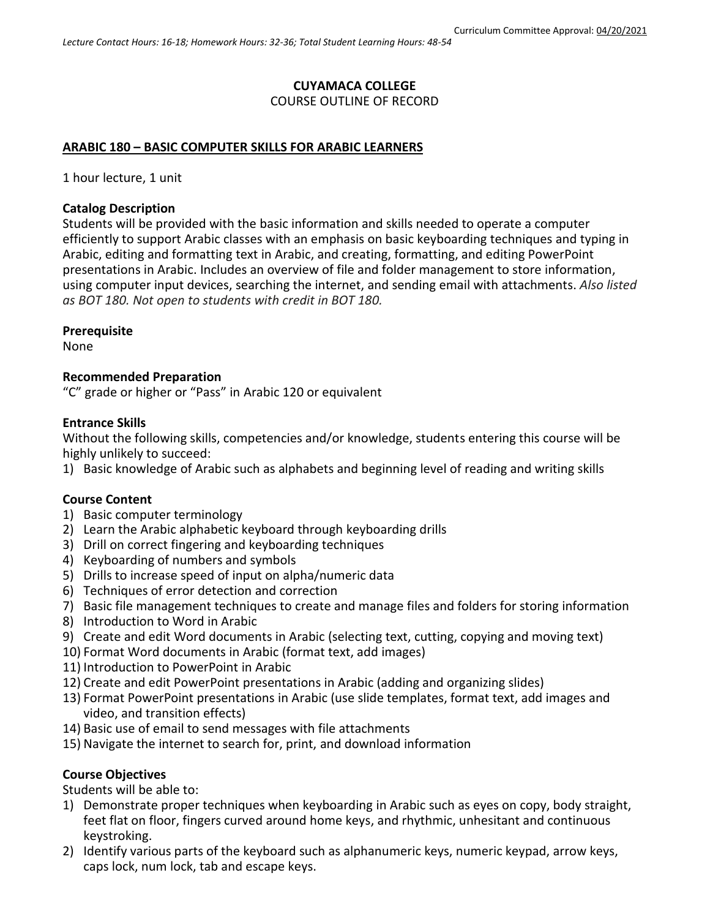Curriculum Committee Approval: 04/20/2021

*Lecture Contact Hours: 16-18; Homework Hours: 32-36; Total Student Learning Hours: 48-54*

**CUYAMACA COLLEGE**
COURSE OUTLINE OF RECORD

**ARABIC 180 – BASIC COMPUTER SKILLS FOR ARABIC LEARNERS**

1 hour lecture, 1 unit

**Catalog Description**
Students will be provided with the basic information and skills needed to operate a computer efficiently to support Arabic classes with an emphasis on basic keyboarding techniques and typing in Arabic, editing and formatting text in Arabic, and creating, formatting, and editing PowerPoint presentations in Arabic. Includes an overview of file and folder management to store information, using computer input devices, searching the internet, and sending email with attachments. *Also listed as BOT 180. Not open to students with credit in BOT 180.*

**Prerequisite**
None

**Recommended Preparation**
"C" grade or higher or "Pass" in Arabic 120 or equivalent

**Entrance Skills**
Without the following skills, competencies and/or knowledge, students entering this course will be highly unlikely to succeed:

1) Basic knowledge of Arabic such as alphabets and beginning level of reading and writing skills

**Course Content**

1) Basic computer terminology
2) Learn the Arabic alphabetic keyboard through keyboarding drills
3) Drill on correct fingering and keyboarding techniques
4) Keyboarding of numbers and symbols
5) Drills to increase speed of input on alpha/numeric data
6) Techniques of error detection and correction
7) Basic file management techniques to create and manage files and folders for storing information
8) Introduction to Word in Arabic
9) Create and edit Word documents in Arabic (selecting text, cutting, copying and moving text)
10) Format Word documents in Arabic (format text, add images)
11) Introduction to PowerPoint in Arabic
12) Create and edit PowerPoint presentations in Arabic (adding and organizing slides)
13) Format PowerPoint presentations in Arabic (use slide templates, format text, add images and video, and transition effects)
14) Basic use of email to send messages with file attachments
15) Navigate the internet to search for, print, and download information

**Course Objectives**
Students will be able to:

1) Demonstrate proper techniques when keyboarding in Arabic such as eyes on copy, body straight, feet flat on floor, fingers curved around home keys, and rhythmic, unhesitant and continuous keystroking.
2) Identify various parts of the keyboard such as alphanumeric keys, numeric keypad, arrow keys, caps lock, num lock, tab and escape keys.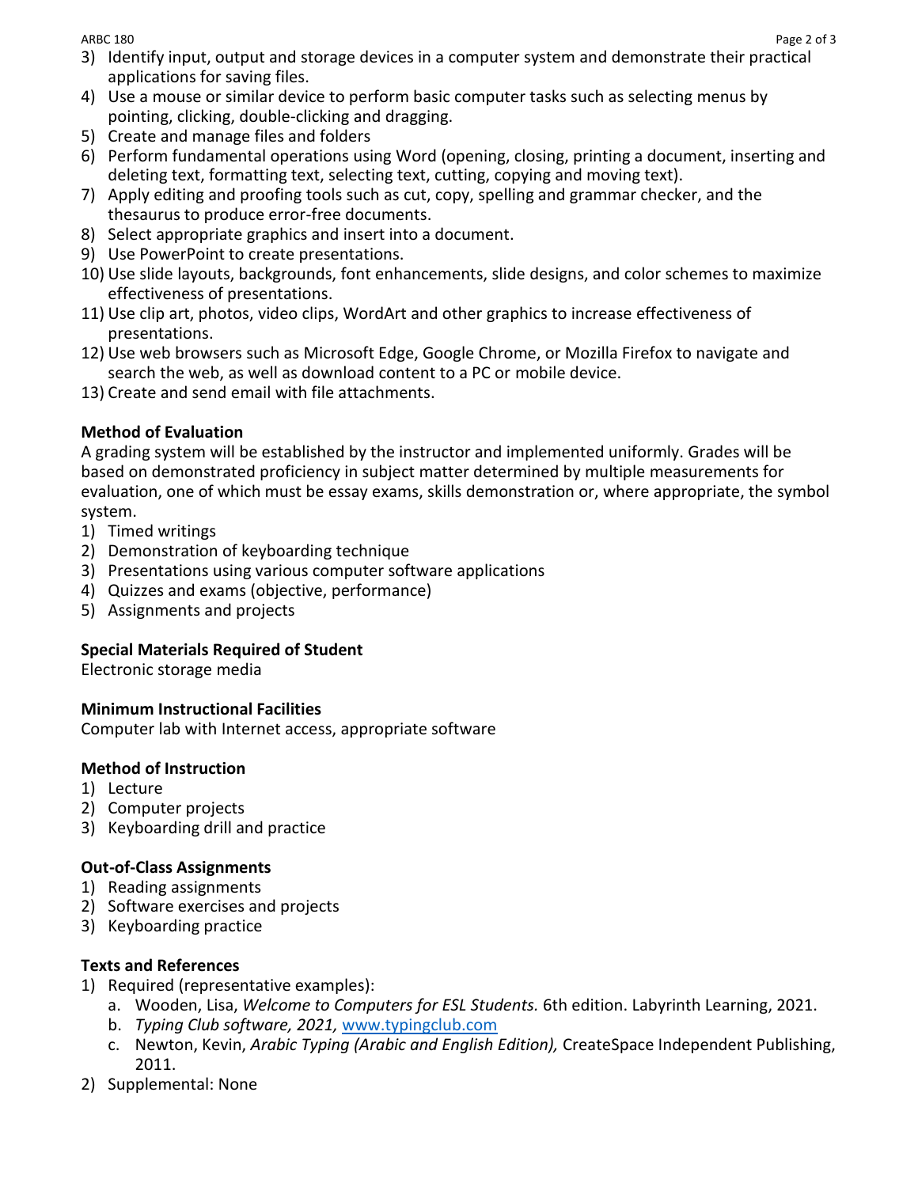3) Identify input, output and storage devices in a computer system and demonstrate their practical applications for saving files.
4) Use a mouse or similar device to perform basic computer tasks such as selecting menus by pointing, clicking, double-clicking and dragging.
5) Create and manage files and folders
6) Perform fundamental operations using Word (opening, closing, printing a document, inserting and deleting text, formatting text, selecting text, cutting, copying and moving text).
7) Apply editing and proofing tools such as cut, copy, spelling and grammar checker, and the thesaurus to produce error-free documents.
8) Select appropriate graphics and insert into a document.
9) Use PowerPoint to create presentations.
10) Use slide layouts, backgrounds, font enhancements, slide designs, and color schemes to maximize effectiveness of presentations.
11) Use clip art, photos, video clips, WordArt and other graphics to increase effectiveness of presentations.
12) Use web browsers such as Microsoft Edge, Google Chrome, or Mozilla Firefox to navigate and search the web, as well as download content to a PC or mobile device.
13) Create and send email with file attachments.

**Method of Evaluation**

A grading system will be established by the instructor and implemented uniformly. Grades will be based on demonstrated proficiency in subject matter determined by multiple measurements for evaluation, one of which must be essay exams, skills demonstration or, where appropriate, the symbol system.

1) Timed writings
2) Demonstration of keyboarding technique
3) Presentations using various computer software applications
4) Quizzes and exams (objective, performance)
5) Assignments and projects

**Special Materials Required of Student**

Electronic storage media

**Minimum Instructional Facilities**

Computer lab with Internet access, appropriate software

**Method of Instruction**

1) Lecture
2) Computer projects
3) Keyboarding drill and practice

**Out-of-Class Assignments**

1) Reading assignments
2) Software exercises and projects
3) Keyboarding practice

**Texts and References**

1) Required (representative examples):
   a. Wooden, Lisa, *Welcome to Computers for ESL Students.* 6th edition. Labyrinth Learning, 2021.
   b. *Typing Club software, 2021,* www.typingclub.com
   c. Newton, Kevin, *Arabic Typing (Arabic and English Edition),* CreateSpace Independent Publishing, 2011.
2) Supplemental: None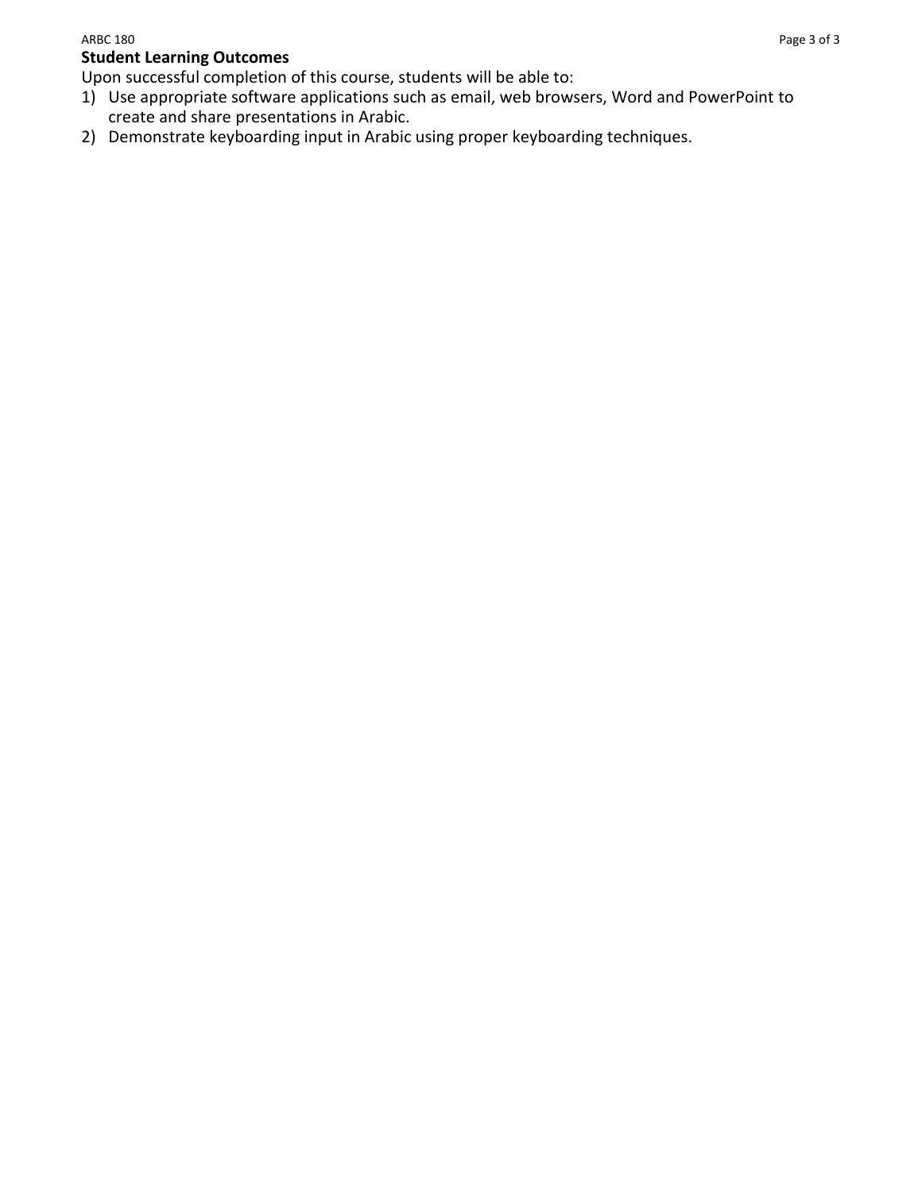**Student Learning Outcomes**

Upon successful completion of this course, students will be able to:

1) Use appropriate software applications such as email, web browsers, Word and PowerPoint to create and share presentations in Arabic.
2) Demonstrate keyboarding input in Arabic using proper keyboarding techniques.